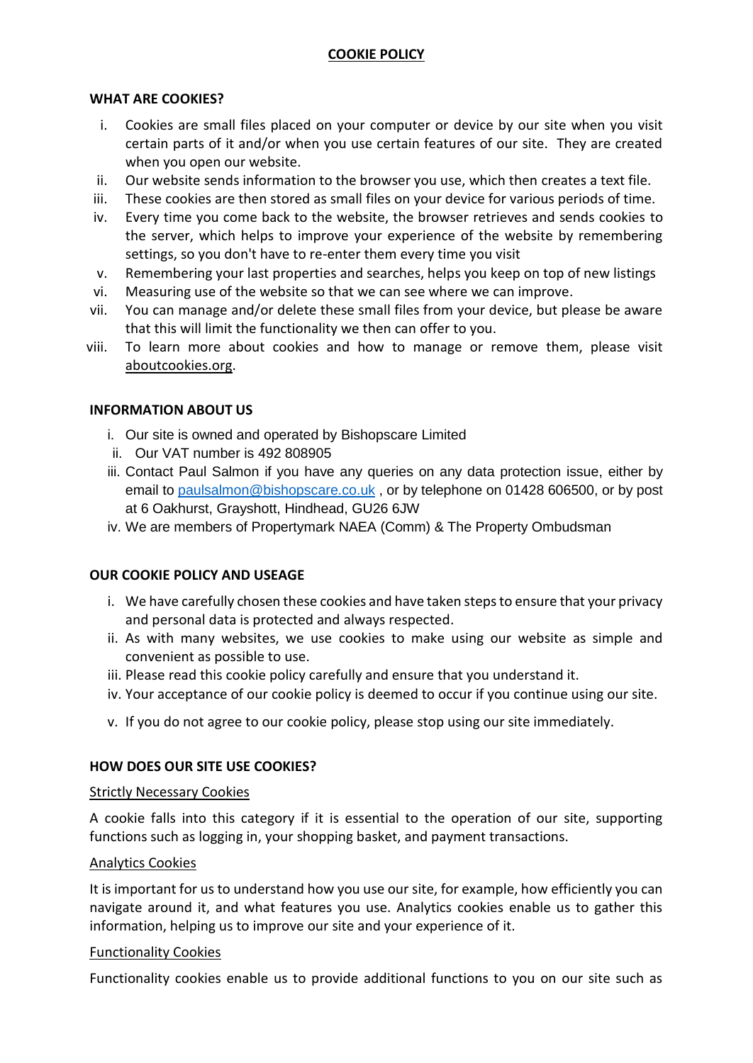# COOKIE POLICY

## WHAT ARE COOKIES?

i. Cookies are small files placed on your computer or device by our site when you visit certain parts of it and/or when you use certain features of our site. They are created when you open our website.

ii. Our website sends information to the browser you use, which then creates a text file.

iii. These cookies are then stored as small files on your device for various periods of time.

iv. Every time you come back to the website, the browser retrieves and sends cookies to the server, which helps to improve your experience of the website by remembering settings, so you don't have to re-enter them every time you visit

v. Remembering your last properties and searches, helps you keep on top of new listings

vi. Measuring use of the website so that we can see where we can improve.

vii. You can manage and/or delete these small files from your device, but please be aware that this will limit the functionality we then can offer to you.

viii. To learn more about cookies and how to manage or remove them, please visit aboutcookies.org.

## INFORMATION ABOUT US

i. Our site is owned and operated by Bishopscare Limited

ii. Our VAT number is 492 808905

iii. Contact Paul Salmon if you have any queries on any data protection issue, either by email to paulsalmon@bishopscare.co.uk , or by telephone on 01428 606500, or by post at 6 Oakhurst, Grayshott, Hindhead, GU26 6JW

iv. We are members of Propertymark NAEA (Comm) & The Property Ombudsman

## OUR COOKIE POLICY AND USEAGE

i. We have carefully chosen these cookies and have taken steps to ensure that your privacy and personal data is protected and always respected.

ii. As with many websites, we use cookies to make using our website as simple and convenient as possible to use.

iii. Please read this cookie policy carefully and ensure that you understand it.

iv. Your acceptance of our cookie policy is deemed to occur if you continue using our site.

v. If you do not agree to our cookie policy, please stop using our site immediately.

## HOW DOES OUR SITE USE COOKIES?

### Strictly Necessary Cookies

A cookie falls into this category if it is essential to the operation of our site, supporting functions such as logging in, your shopping basket, and payment transactions.

### Analytics Cookies

It is important for us to understand how you use our site, for example, how efficiently you can navigate around it, and what features you use. Analytics cookies enable us to gather this information, helping us to improve our site and your experience of it.

### Functionality Cookies

Functionality cookies enable us to provide additional functions to you on our site such as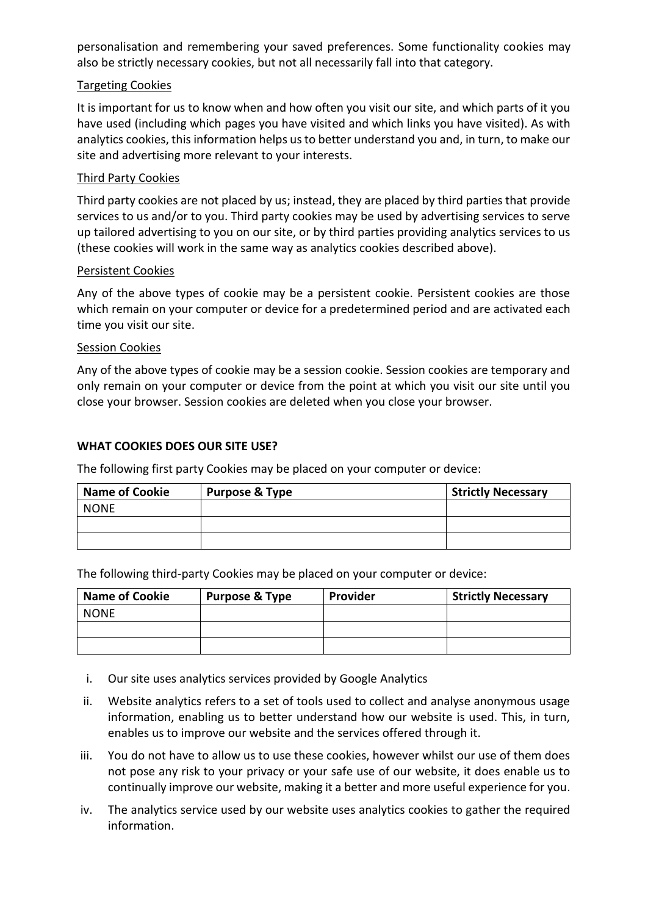personalisation and remembering your saved preferences. Some functionality cookies may also be strictly necessary cookies, but not all necessarily fall into that category.

Targeting Cookies

It is important for us to know when and how often you visit our site, and which parts of it you have used (including which pages you have visited and which links you have visited). As with analytics cookies, this information helps us to better understand you and, in turn, to make our site and advertising more relevant to your interests.

Third Party Cookies

Third party cookies are not placed by us; instead, they are placed by third parties that provide services to us and/or to you. Third party cookies may be used by advertising services to serve up tailored advertising to you on our site, or by third parties providing analytics services to us (these cookies will work in the same way as analytics cookies described above).

Persistent Cookies

Any of the above types of cookie may be a persistent cookie. Persistent cookies are those which remain on your computer or device for a predetermined period and are activated each time you visit our site.

Session Cookies

Any of the above types of cookie may be a session cookie. Session cookies are temporary and only remain on your computer or device from the point at which you visit our site until you close your browser. Session cookies are deleted when you close your browser.

**WHAT COOKIES DOES OUR SITE USE?**

The following first party Cookies may be placed on your computer or device:

| Name of Cookie | Purpose & Type | Strictly Necessary |
|---|---|---|
| NONE | | |
| | | |
| | | |

The following third-party Cookies may be placed on your computer or device:

| Name of Cookie | Purpose & Type | Provider | Strictly Necessary |
|---|---|---|---|
| NONE | | | |
| | | | |
| | | | |

i. Our site uses analytics services provided by Google Analytics

ii. Website analytics refers to a set of tools used to collect and analyse anonymous usage information, enabling us to better understand how our website is used. This, in turn, enables us to improve our website and the services offered through it.

iii. You do not have to allow us to use these cookies, however whilst our use of them does not pose any risk to your privacy or your safe use of our website, it does enable us to continually improve our website, making it a better and more useful experience for you.

iv. The analytics service used by our website uses analytics cookies to gather the required information.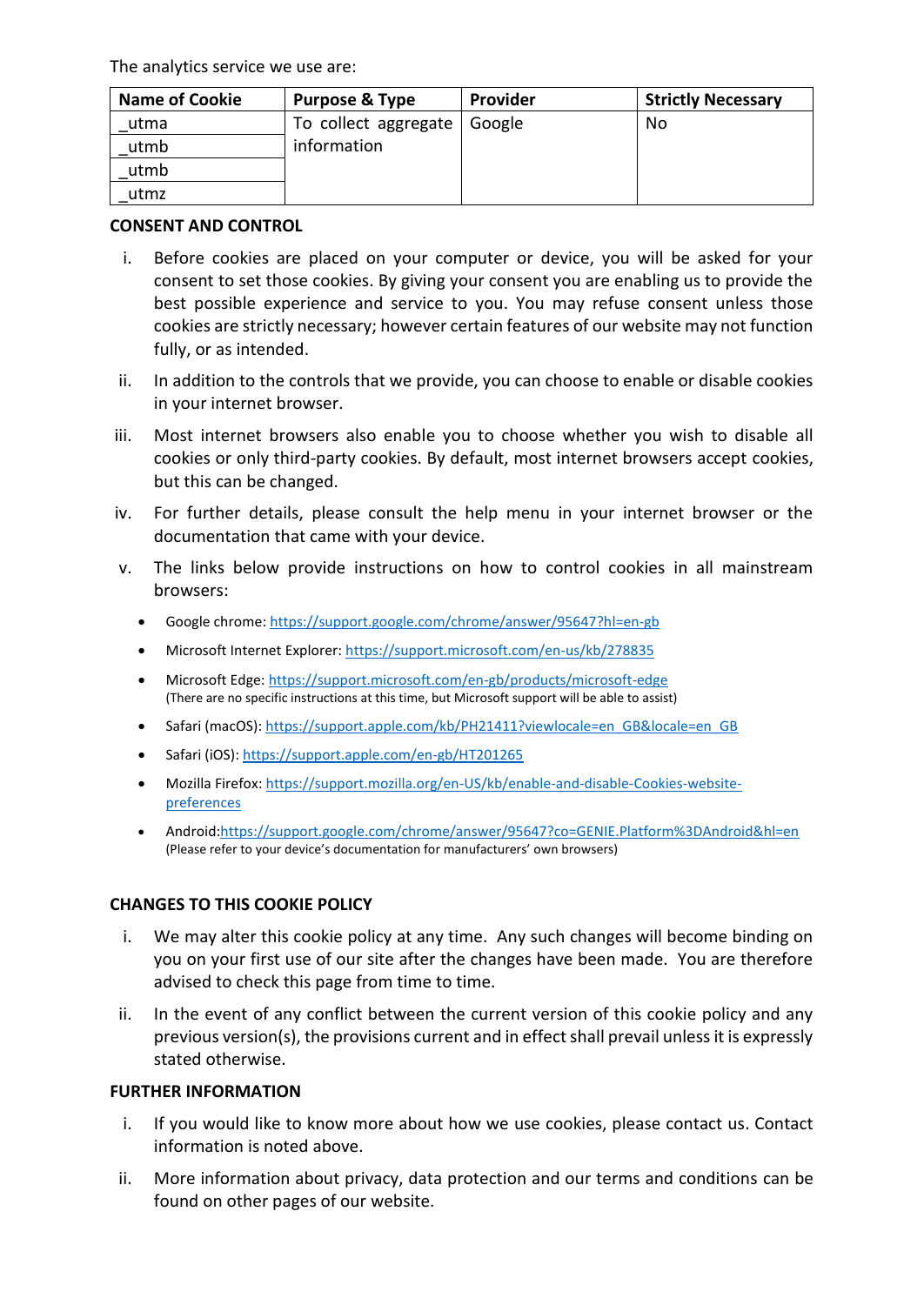The analytics service we use are:

| Name of Cookie | Purpose & Type | Provider | Strictly Necessary |
|---|---|---|---|
| _utma | To collect aggregate information | Google | No |
| _utmb | | | |
| _utmb | | | |
| _utmz | | | |

**CONSENT AND CONTROL**

i. Before cookies are placed on your computer or device, you will be asked for your consent to set those cookies. By giving your consent you are enabling us to provide the best possible experience and service to you. You may refuse consent unless those cookies are strictly necessary; however certain features of our website may not function fully, or as intended.

ii. In addition to the controls that we provide, you can choose to enable or disable cookies in your internet browser.

iii. Most internet browsers also enable you to choose whether you wish to disable all cookies or only third-party cookies. By default, most internet browsers accept cookies, but this can be changed.

iv. For further details, please consult the help menu in your internet browser or the documentation that came with your device.

v. The links below provide instructions on how to control cookies in all mainstream browsers:

- Google chrome: https://support.google.com/chrome/answer/95647?hl=en-gb
- Microsoft Internet Explorer: https://support.microsoft.com/en-us/kb/278835
- Microsoft Edge: https://support.microsoft.com/en-gb/products/microsoft-edge
  (There are no specific instructions at this time, but Microsoft support will be able to assist)
- Safari (macOS): https://support.apple.com/kb/PH21411?viewlocale=en_GB&locale=en_GB
- Safari (iOS): https://support.apple.com/en-gb/HT201265
- Mozilla Firefox: https://support.mozilla.org/en-US/kb/enable-and-disable-Cookies-website-preferences
- Android:https://support.google.com/chrome/answer/95647?co=GENIE.Platform%3DAndroid&hl=en
  (Please refer to your device's documentation for manufacturers' own browsers)

**CHANGES TO THIS COOKIE POLICY**

i. We may alter this cookie policy at any time. Any such changes will become binding on you on your first use of our site after the changes have been made. You are therefore advised to check this page from time to time.

ii. In the event of any conflict between the current version of this cookie policy and any previous version(s), the provisions current and in effect shall prevail unless it is expressly stated otherwise.

**FURTHER INFORMATION**

i. If you would like to know more about how we use cookies, please contact us. Contact information is noted above.

ii. More information about privacy, data protection and our terms and conditions can be found on other pages of our website.